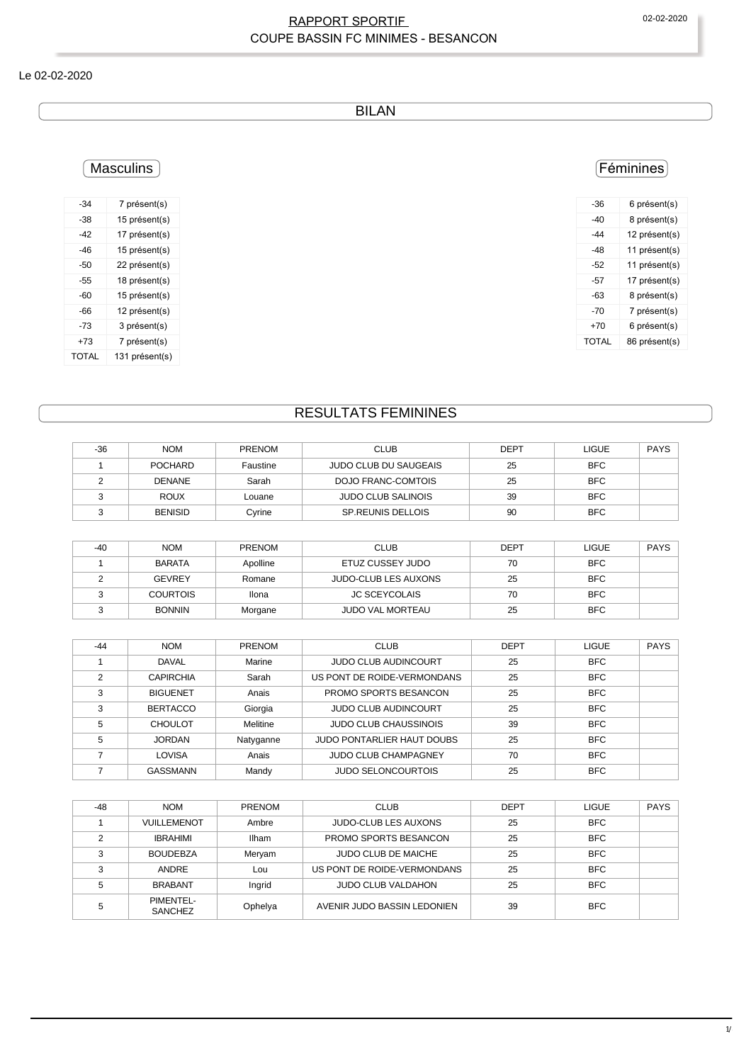# RAPPORT SPORTIF
## COUPE BASSIN FC MINIMES - BESANCON

Le 02-02-2020

## BILAN

### Masculins

| | |
|---|---|
| -34 | 7 présent(s) |
| -38 | 15 présent(s) |
| -42 | 17 présent(s) |
| -46 | 15 présent(s) |
| -50 | 22 présent(s) |
| -55 | 18 présent(s) |
| -60 | 15 présent(s) |
| -66 | 12 présent(s) |
| -73 | 3 présent(s) |
| +73 | 7 présent(s) |
| TOTAL | 131 présent(s) |

### Féminines

| | |
|---|---|
| -36 | 6 présent(s) |
| -40 | 8 présent(s) |
| -44 | 12 présent(s) |
| -48 | 11 présent(s) |
| -52 | 11 présent(s) |
| -57 | 17 présent(s) |
| -63 | 8 présent(s) |
| -70 | 7 présent(s) |
| +70 | 6 présent(s) |
| TOTAL | 86 présent(s) |

## RESULTATS FEMININES

| -36 | NOM | PRENOM | CLUB | DEPT | LIGUE | PAYS |
|---|---|---|---|---|---|---|
| 1 | POCHARD | Faustine | JUDO CLUB DU SAUGEAIS | 25 | BFC | |
| 2 | DENANE | Sarah | DOJO FRANC-COMTOIS | 25 | BFC | |
| 3 | ROUX | Louane | JUDO CLUB SALINOIS | 39 | BFC | |
| 3 | BENISID | Cyrine | SP.REUNIS DELLOIS | 90 | BFC | |

| -40 | NOM | PRENOM | CLUB | DEPT | LIGUE | PAYS |
|---|---|---|---|---|---|---|
| 1 | BARATA | Apolline | ETUZ CUSSEY JUDO | 70 | BFC | |
| 2 | GEVREY | Romane | JUDO-CLUB LES AUXONS | 25 | BFC | |
| 3 | COURTOIS | Ilona | JC SCEYCOLAIS | 70 | BFC | |
| 3 | BONNIN | Morgane | JUDO VAL MORTEAU | 25 | BFC | |

| -44 | NOM | PRENOM | CLUB | DEPT | LIGUE | PAYS |
|---|---|---|---|---|---|---|
| 1 | DAVAL | Marine | JUDO CLUB AUDINCOURT | 25 | BFC | |
| 2 | CAPIRCHIA | Sarah | US PONT DE ROIDE-VERMONDANS | 25 | BFC | |
| 3 | BIGUENET | Anais | PROMO SPORTS BESANCON | 25 | BFC | |
| 3 | BERTACCO | Giorgia | JUDO CLUB AUDINCOURT | 25 | BFC | |
| 5 | CHOULOT | Melitine | JUDO CLUB CHAUSSINOIS | 39 | BFC | |
| 5 | JORDAN | Natyganne | JUDO PONTARLIER HAUT DOUBS | 25 | BFC | |
| 7 | LOVISA | Anais | JUDO CLUB CHAMPAGNEY | 70 | BFC | |
| 7 | GASSMANN | Mandy | JUDO SELONCOURTOIS | 25 | BFC | |

| -48 | NOM | PRENOM | CLUB | DEPT | LIGUE | PAYS |
|---|---|---|---|---|---|---|
| 1 | VUILLEMENOT | Ambre | JUDO-CLUB LES AUXONS | 25 | BFC | |
| 2 | IBRAHIMI | Ilham | PROMO SPORTS BESANCON | 25 | BFC | |
| 3 | BOUDEBZA | Meryam | JUDO CLUB DE MAICHE | 25 | BFC | |
| 3 | ANDRE | Lou | US PONT DE ROIDE-VERMONDANS | 25 | BFC | |
| 5 | BRABANT | Ingrid | JUDO CLUB VALDAHON | 25 | BFC | |
| 5 | PIMENTEL-SANCHEZ | Ophelya | AVENIR JUDO BASSIN LEDONIEN | 39 | BFC | |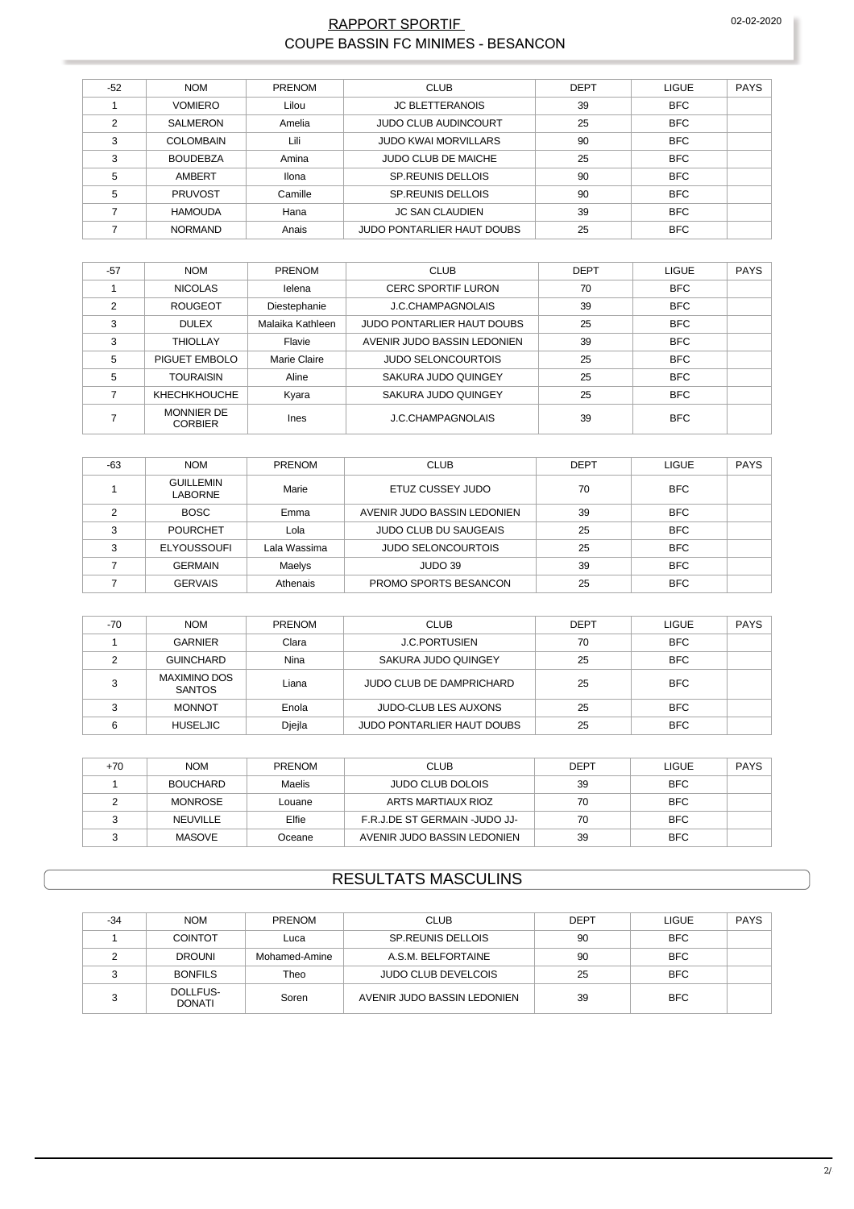# RAPPORT SPORTIF
## COUPE BASSIN FC MINIMES - BESANCON

| -52 | NOM | PRENOM | CLUB | DEPT | LIGUE | PAYS |
|---|---|---|---|---|---|---|
| 1 | VOMIERO | Lilou | JC BLETTERANOIS | 39 | BFC | |
| 2 | SALMERON | Amelia | JUDO CLUB AUDINCOURT | 25 | BFC | |
| 3 | COLOMBAIN | Lili | JUDO KWAI MORVILLARS | 90 | BFC | |
| 3 | BOUDEBZA | Amina | JUDO CLUB DE MAICHE | 25 | BFC | |
| 5 | AMBERT | Ilona | SP.REUNIS DELLOIS | 90 | BFC | |
| 5 | PRUVOST | Camille | SP.REUNIS DELLOIS | 90 | BFC | |
| 7 | HAMOUDA | Hana | JC SAN CLAUDIEN | 39 | BFC | |
| 7 | NORMAND | Anais | JUDO PONTARLIER HAUT DOUBS | 25 | BFC | |

| -57 | NOM | PRENOM | CLUB | DEPT | LIGUE | PAYS |
|---|---|---|---|---|---|---|
| 1 | NICOLAS | Ielena | CERC SPORTIF LURON | 70 | BFC | |
| 2 | ROUGEOT | Diestephanie | J.C.CHAMPAGNOLAIS | 39 | BFC | |
| 3 | DULEX | Malaika Kathleen | JUDO PONTARLIER HAUT DOUBS | 25 | BFC | |
| 3 | THIOLLAY | Flavie | AVENIR JUDO BASSIN LEDONIEN | 39 | BFC | |
| 5 | PIGUET EMBOLO | Marie Claire | JUDO SELONCOURTOIS | 25 | BFC | |
| 5 | TOURAISIN | Aline | SAKURA JUDO QUINGEY | 25 | BFC | |
| 7 | KHECHKHOUCHE | Kyara | SAKURA JUDO QUINGEY | 25 | BFC | |
| 7 | MONNIER DE CORBIER | Ines | J.C.CHAMPAGNOLAIS | 39 | BFC | |

| -63 | NOM | PRENOM | CLUB | DEPT | LIGUE | PAYS |
|---|---|---|---|---|---|---|
| 1 | GUILLEMIN LABORNE | Marie | ETUZ CUSSEY JUDO | 70 | BFC | |
| 2 | BOSC | Emma | AVENIR JUDO BASSIN LEDONIEN | 39 | BFC | |
| 3 | POURCHET | Lola | JUDO CLUB DU SAUGEAIS | 25 | BFC | |
| 3 | ELYOUSSOUFI | Lala Wassima | JUDO SELONCOURTOIS | 25 | BFC | |
| 7 | GERMAIN | Maelys | JUDO 39 | 39 | BFC | |
| 7 | GERVAIS | Athenais | PROMO SPORTS BESANCON | 25 | BFC | |

| -70 | NOM | PRENOM | CLUB | DEPT | LIGUE | PAYS |
|---|---|---|---|---|---|---|
| 1 | GARNIER | Clara | J.C.PORTUSIEN | 70 | BFC | |
| 2 | GUINCHARD | Nina | SAKURA JUDO QUINGEY | 25 | BFC | |
| 3 | MAXIMINO DOS SANTOS | Liana | JUDO CLUB DE DAMPRICHARD | 25 | BFC | |
| 3 | MONNOT | Enola | JUDO-CLUB LES AUXONS | 25 | BFC | |
| 6 | HUSELJIC | Djejla | JUDO PONTARLIER HAUT DOUBS | 25 | BFC | |

| +70 | NOM | PRENOM | CLUB | DEPT | LIGUE | PAYS |
|---|---|---|---|---|---|---|
| 1 | BOUCHARD | Maelis | JUDO CLUB DOLOIS | 39 | BFC | |
| 2 | MONROSE | Louane | ARTS MARTIAUX RIOZ | 70 | BFC | |
| 3 | NEUVILLE | Elfie | F.R.J.DE ST GERMAIN -JUDO JJ- | 70 | BFC | |
| 3 | MASOVE | Oceane | AVENIR JUDO BASSIN LEDONIEN | 39 | BFC | |

## RESULTATS MASCULINS

| -34 | NOM | PRENOM | CLUB | DEPT | LIGUE | PAYS |
|---|---|---|---|---|---|---|
| 1 | COINTOT | Luca | SP.REUNIS DELLOIS | 90 | BFC | |
| 2 | DROUNI | Mohamed-Amine | A.S.M. BELFORTAINE | 90 | BFC | |
| 3 | BONFILS | Theo | JUDO CLUB DEVELCOIS | 25 | BFC | |
| 3 | DOLLFUS-DONATI | Soren | AVENIR JUDO BASSIN LEDONIEN | 39 | BFC | |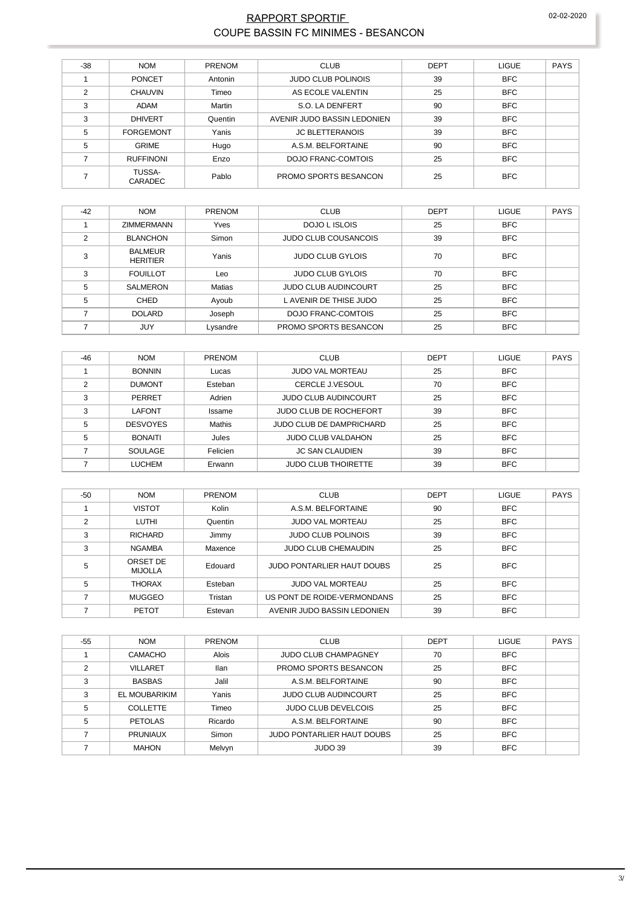# RAPPORT SPORTIF
## COUPE BASSIN FC MINIMES - BESANCON

| -38 | NOM | PRENOM | CLUB | DEPT | LIGUE | PAYS |
|---|---|---|---|---|---|---|
| 1 | PONCET | Antonin | JUDO CLUB POLINOIS | 39 | BFC | |
| 2 | CHAUVIN | Timeo | AS ECOLE VALENTIN | 25 | BFC | |
| 3 | ADAM | Martin | S.O. LA DENFERT | 90 | BFC | |
| 3 | DHIVERT | Quentin | AVENIR JUDO BASSIN LEDONIEN | 39 | BFC | |
| 5 | FORGEMONT | Yanis | JC BLETTERANOIS | 39 | BFC | |
| 5 | GRIME | Hugo | A.S.M. BELFORTAINE | 90 | BFC | |
| 7 | RUFFINONI | Enzo | DOJO FRANC-COMTOIS | 25 | BFC | |
| 7 | TUSSA-CARADEC | Pablo | PROMO SPORTS BESANCON | 25 | BFC | |

| -42 | NOM | PRENOM | CLUB | DEPT | LIGUE | PAYS |
|---|---|---|---|---|---|---|
| 1 | ZIMMERMANN | Yves | DOJO L ISLOIS | 25 | BFC | |
| 2 | BLANCHON | Simon | JUDO CLUB COUSANCOIS | 39 | BFC | |
| 3 | BALMEUR HERITIER | Yanis | JUDO CLUB GYLOIS | 70 | BFC | |
| 3 | FOUILLOT | Leo | JUDO CLUB GYLOIS | 70 | BFC | |
| 5 | SALMERON | Matias | JUDO CLUB AUDINCOURT | 25 | BFC | |
| 5 | CHED | Ayoub | L AVENIR DE THISE JUDO | 25 | BFC | |
| 7 | DOLARD | Joseph | DOJO FRANC-COMTOIS | 25 | BFC | |
| 7 | JUY | Lysandre | PROMO SPORTS BESANCON | 25 | BFC | |

| -46 | NOM | PRENOM | CLUB | DEPT | LIGUE | PAYS |
|---|---|---|---|---|---|---|
| 1 | BONNIN | Lucas | JUDO VAL MORTEAU | 25 | BFC | |
| 2 | DUMONT | Esteban | CERCLE J.VESOUL | 70 | BFC | |
| 3 | PERRET | Adrien | JUDO CLUB AUDINCOURT | 25 | BFC | |
| 3 | LAFONT | Issame | JUDO CLUB DE ROCHEFORT | 39 | BFC | |
| 5 | DESVOYES | Mathis | JUDO CLUB DE DAMPRICHARD | 25 | BFC | |
| 5 | BONAITI | Jules | JUDO CLUB VALDAHON | 25 | BFC | |
| 7 | SOULAGE | Felicien | JC SAN CLAUDIEN | 39 | BFC | |
| 7 | LUCHEM | Erwann | JUDO CLUB THOIRETTE | 39 | BFC | |

| -50 | NOM | PRENOM | CLUB | DEPT | LIGUE | PAYS |
|---|---|---|---|---|---|---|
| 1 | VISTOT | Kolin | A.S.M. BELFORTAINE | 90 | BFC | |
| 2 | LUTHI | Quentin | JUDO VAL MORTEAU | 25 | BFC | |
| 3 | RICHARD | Jimmy | JUDO CLUB POLINOIS | 39 | BFC | |
| 3 | NGAMBA | Maxence | JUDO CLUB CHEMAUDIN | 25 | BFC | |
| 5 | ORSET DE MIJOLLA | Edouard | JUDO PONTARLIER HAUT DOUBS | 25 | BFC | |
| 5 | THORAX | Esteban | JUDO VAL MORTEAU | 25 | BFC | |
| 7 | MUGGEO | Tristan | US PONT DE ROIDE-VERMONDANS | 25 | BFC | |
| 7 | PETOT | Estevan | AVENIR JUDO BASSIN LEDONIEN | 39 | BFC | |

| -55 | NOM | PRENOM | CLUB | DEPT | LIGUE | PAYS |
|---|---|---|---|---|---|---|
| 1 | CAMACHO | Alois | JUDO CLUB CHAMPAGNEY | 70 | BFC | |
| 2 | VILLARET | Ilan | PROMO SPORTS BESANCON | 25 | BFC | |
| 3 | BASBAS | Jalil | A.S.M. BELFORTAINE | 90 | BFC | |
| 3 | EL MOUBARIKIM | Yanis | JUDO CLUB AUDINCOURT | 25 | BFC | |
| 5 | COLLETTE | Timeo | JUDO CLUB DEVELCOIS | 25 | BFC | |
| 5 | PETOLAS | Ricardo | A.S.M. BELFORTAINE | 90 | BFC | |
| 7 | PRUNIAUX | Simon | JUDO PONTARLIER HAUT DOUBS | 25 | BFC | |
| 7 | MAHON | Melvyn | JUDO 39 | 39 | BFC | |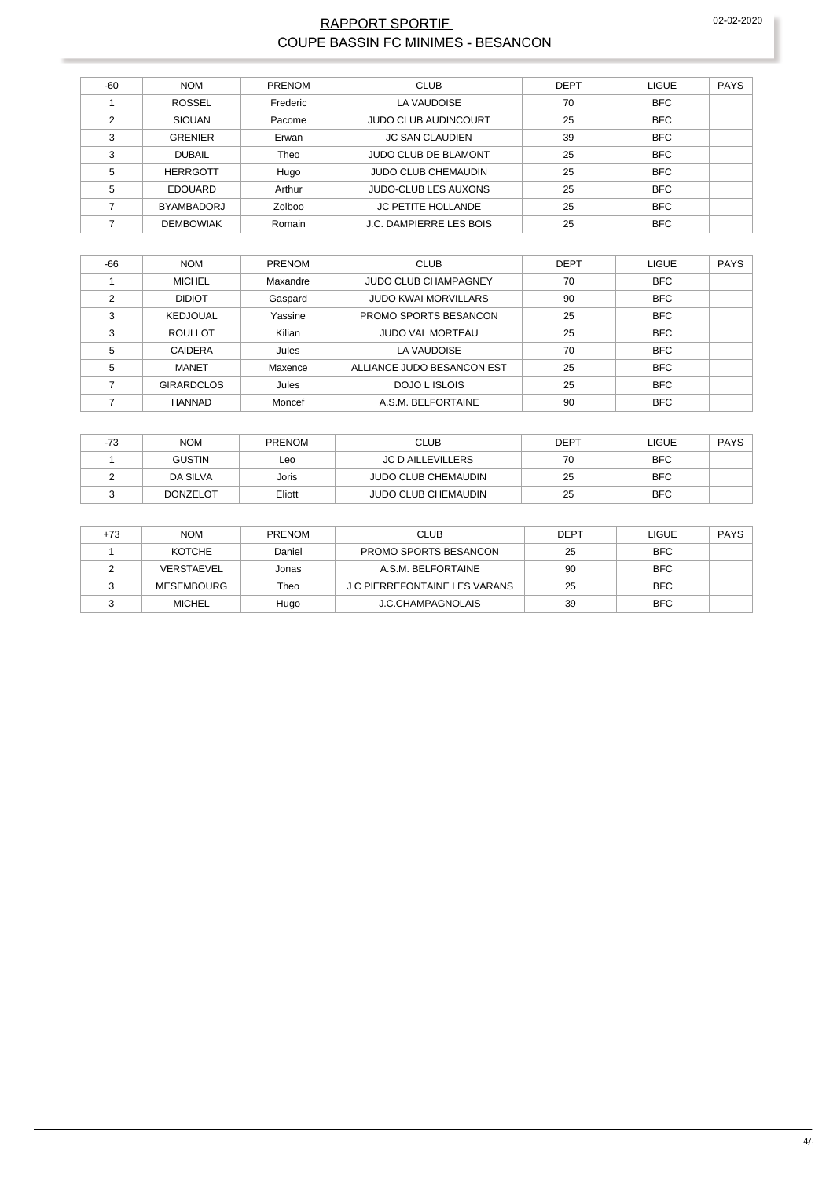# RAPPORT SPORTIF

## COUPE BASSIN FC MINIMES - BESANCON

| -60 | NOM | PRENOM | CLUB | DEPT | LIGUE | PAYS |
|---|---|---|---|---|---|---|
| 1 | ROSSEL | Frederic | LA VAUDOISE | 70 | BFC | |
| 2 | SIOUAN | Pacome | JUDO CLUB AUDINCOURT | 25 | BFC | |
| 3 | GRENIER | Erwan | JC SAN CLAUDIEN | 39 | BFC | |
| 3 | DUBAIL | Theo | JUDO CLUB DE BLAMONT | 25 | BFC | |
| 5 | HERRGOTT | Hugo | JUDO CLUB CHEMAUDIN | 25 | BFC | |
| 5 | EDOUARD | Arthur | JUDO-CLUB LES AUXONS | 25 | BFC | |
| 7 | BYAMBADORJ | Zolboo | JC PETITE HOLLANDE | 25 | BFC | |
| 7 | DEMBOWIAK | Romain | J.C. DAMPIERRE LES BOIS | 25 | BFC | |

| -66 | NOM | PRENOM | CLUB | DEPT | LIGUE | PAYS |
|---|---|---|---|---|---|---|
| 1 | MICHEL | Maxandre | JUDO CLUB CHAMPAGNEY | 70 | BFC | |
| 2 | DIDIOT | Gaspard | JUDO KWAI MORVILLARS | 90 | BFC | |
| 3 | KEDJOUAL | Yassine | PROMO SPORTS BESANCON | 25 | BFC | |
| 3 | ROULLOT | Kilian | JUDO VAL MORTEAU | 25 | BFC | |
| 5 | CAIDERA | Jules | LA VAUDOISE | 70 | BFC | |
| 5 | MANET | Maxence | ALLIANCE JUDO BESANCON EST | 25 | BFC | |
| 7 | GIRARDCLOS | Jules | DOJO L ISLOIS | 25 | BFC | |
| 7 | HANNAD | Moncef | A.S.M. BELFORTAINE | 90 | BFC | |

| -73 | NOM | PRENOM | CLUB | DEPT | LIGUE | PAYS |
|---|---|---|---|---|---|---|
| 1 | GUSTIN | Leo | JC D AILLEVILLERS | 70 | BFC | |
| 2 | DA SILVA | Joris | JUDO CLUB CHEMAUDIN | 25 | BFC | |
| 3 | DONZELOT | Eliott | JUDO CLUB CHEMAUDIN | 25 | BFC | |

| +73 | NOM | PRENOM | CLUB | DEPT | LIGUE | PAYS |
|---|---|---|---|---|---|---|
| 1 | KOTCHE | Daniel | PROMO SPORTS BESANCON | 25 | BFC | |
| 2 | VERSTAEVEL | Jonas | A.S.M. BELFORTAINE | 90 | BFC | |
| 3 | MESEMBOURG | Theo | J C PIERREFONTAINE LES VARANS | 25 | BFC | |
| 3 | MICHEL | Hugo | J.C.CHAMPAGNOLAIS | 39 | BFC | |